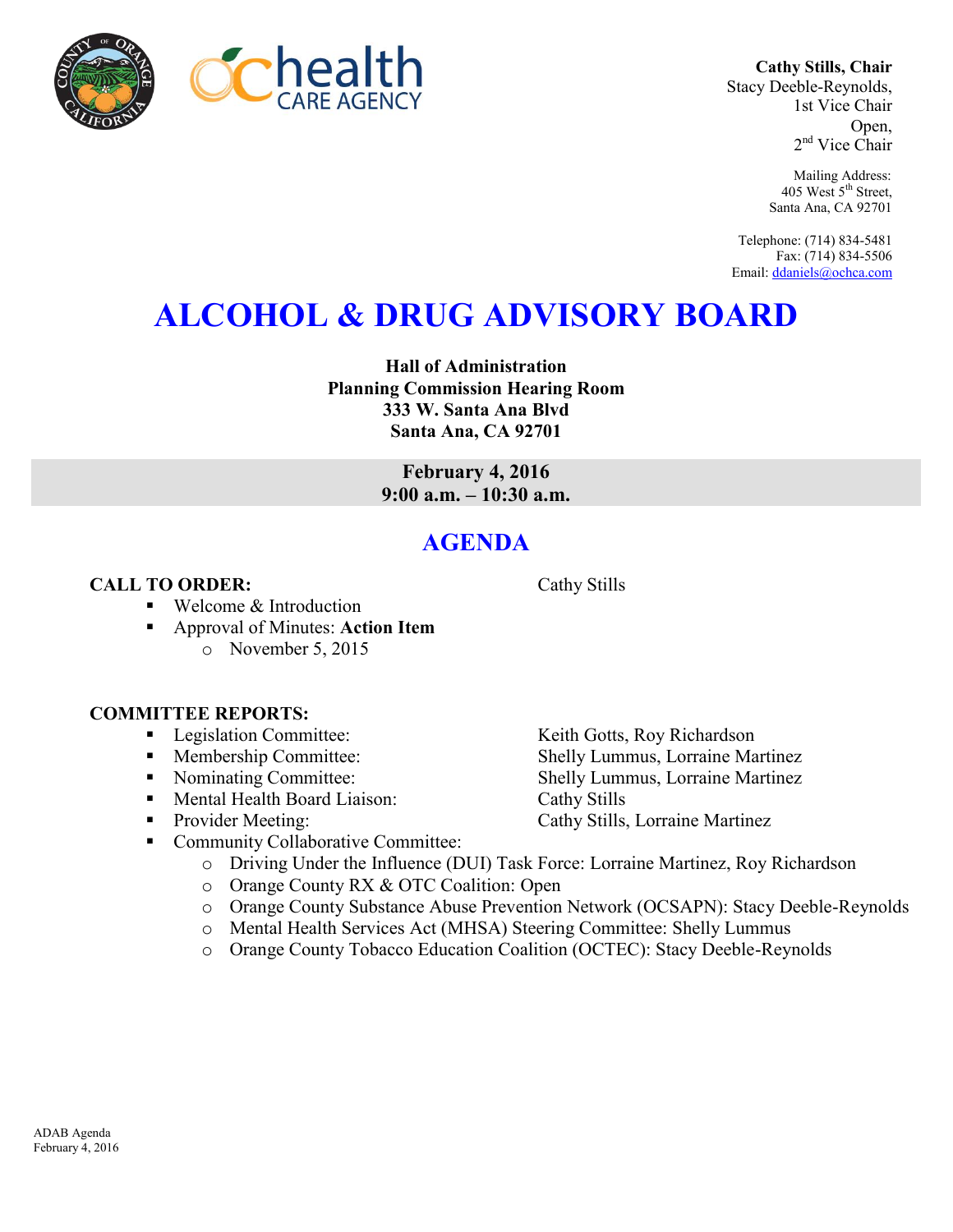**Cathy Stills, Chair**
Stacy Deeble-Reynolds,
1st Vice Chair
Open,
2nd Vice Chair

Mailing Address:
405 West 5th Street,
Santa Ana, CA 92701

Telephone: (714) 834-5481
Fax: (714) 834-5506
Email: ddaniels@ochca.com

# ALCOHOL & DRUG ADVISORY BOARD

**Hall of Administration**
**Planning Commission Hearing Room**
**333 W. Santa Ana Blvd**
**Santa Ana, CA 92701**

**February 4, 2016**
**9:00 a.m. – 10:30 a.m.**

## AGENDA

**CALL TO ORDER:** Cathy Stills

- Welcome & Introduction
- Approval of Minutes: **Action Item**
  - November 5, 2015

**COMMITTEE REPORTS:**

- Legislation Committee: Keith Gotts, Roy Richardson
- Membership Committee: Shelly Lummus, Lorraine Martinez
- Nominating Committee: Shelly Lummus, Lorraine Martinez
- Mental Health Board Liaison: Cathy Stills
- Provider Meeting: Cathy Stills, Lorraine Martinez
- Community Collaborative Committee:
  - Driving Under the Influence (DUI) Task Force: Lorraine Martinez, Roy Richardson
  - Orange County RX & OTC Coalition: Open
  - Orange County Substance Abuse Prevention Network (OCSAPN): Stacy Deeble-Reynolds
  - Mental Health Services Act (MHSA) Steering Committee: Shelly Lummus
  - Orange County Tobacco Education Coalition (OCTEC): Stacy Deeble-Reynolds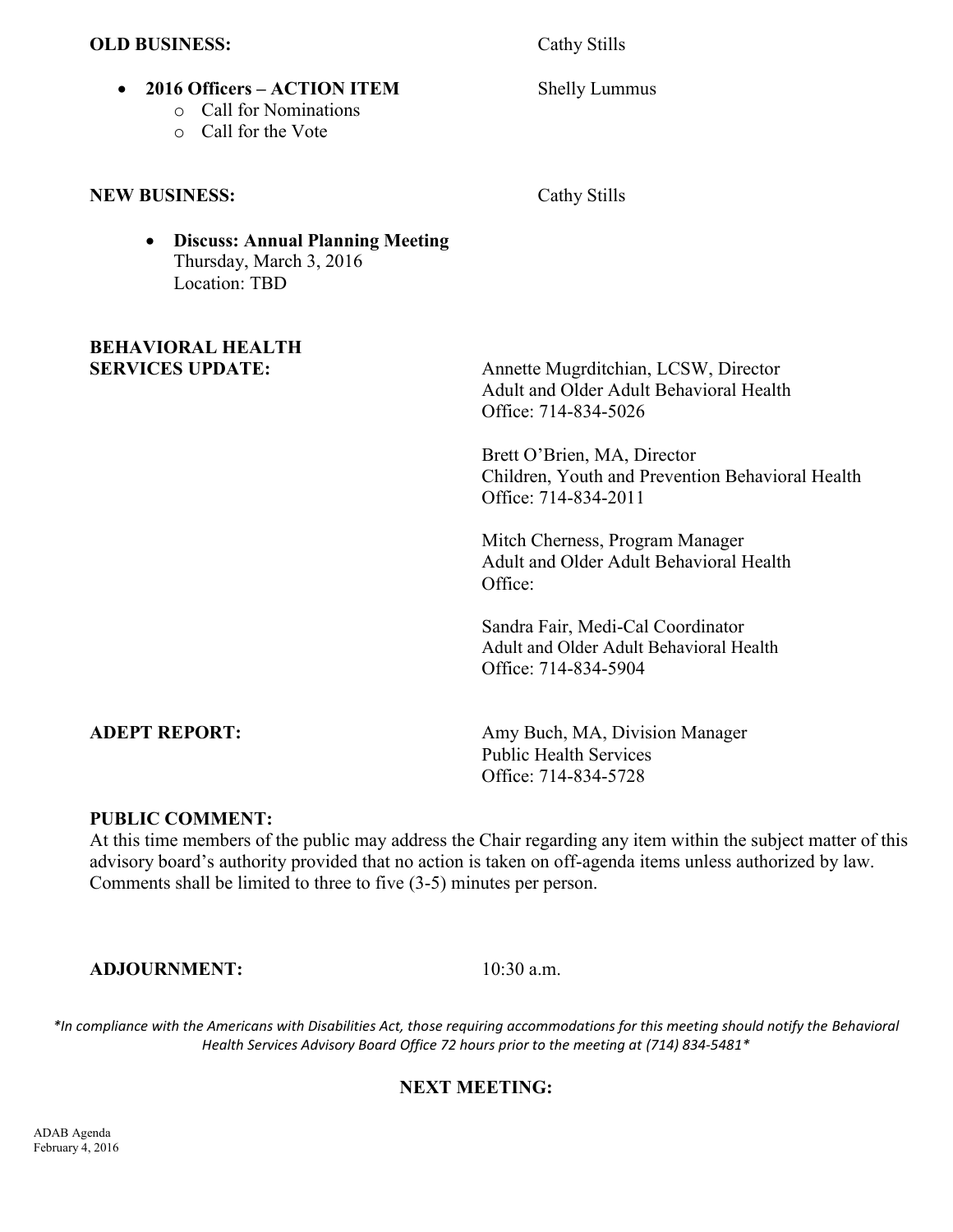**OLD BUSINESS:** Cathy Stills

- **2016 Officers – ACTION ITEM** Shelly Lummus
  - Call for Nominations
  - Call for the Vote

**NEW BUSINESS:** Cathy Stills

- **Discuss: Annual Planning Meeting**
  Thursday, March 3, 2016
  Location: TBD

**BEHAVIORAL HEALTH SERVICES UPDATE:**

Annette Mugrditchian, LCSW, Director
Adult and Older Adult Behavioral Health
Office: 714-834-5026

Brett O'Brien, MA, Director
Children, Youth and Prevention Behavioral Health
Office: 714-834-2011

Mitch Cherness, Program Manager
Adult and Older Adult Behavioral Health
Office:

Sandra Fair, Medi-Cal Coordinator
Adult and Older Adult Behavioral Health
Office: 714-834-5904

**ADEPT REPORT:**

Amy Buch, MA, Division Manager
Public Health Services
Office: 714-834-5728

**PUBLIC COMMENT:**
At this time members of the public may address the Chair regarding any item within the subject matter of this advisory board's authority provided that no action is taken on off-agenda items unless authorized by law. Comments shall be limited to three to five (3-5) minutes per person.

**ADJOURNMENT:** 10:30 a.m.

*\*In compliance with the Americans with Disabilities Act, those requiring accommodations for this meeting should notify the Behavioral Health Services Advisory Board Office 72 hours prior to the meeting at (714) 834-5481\**

**NEXT MEETING:**